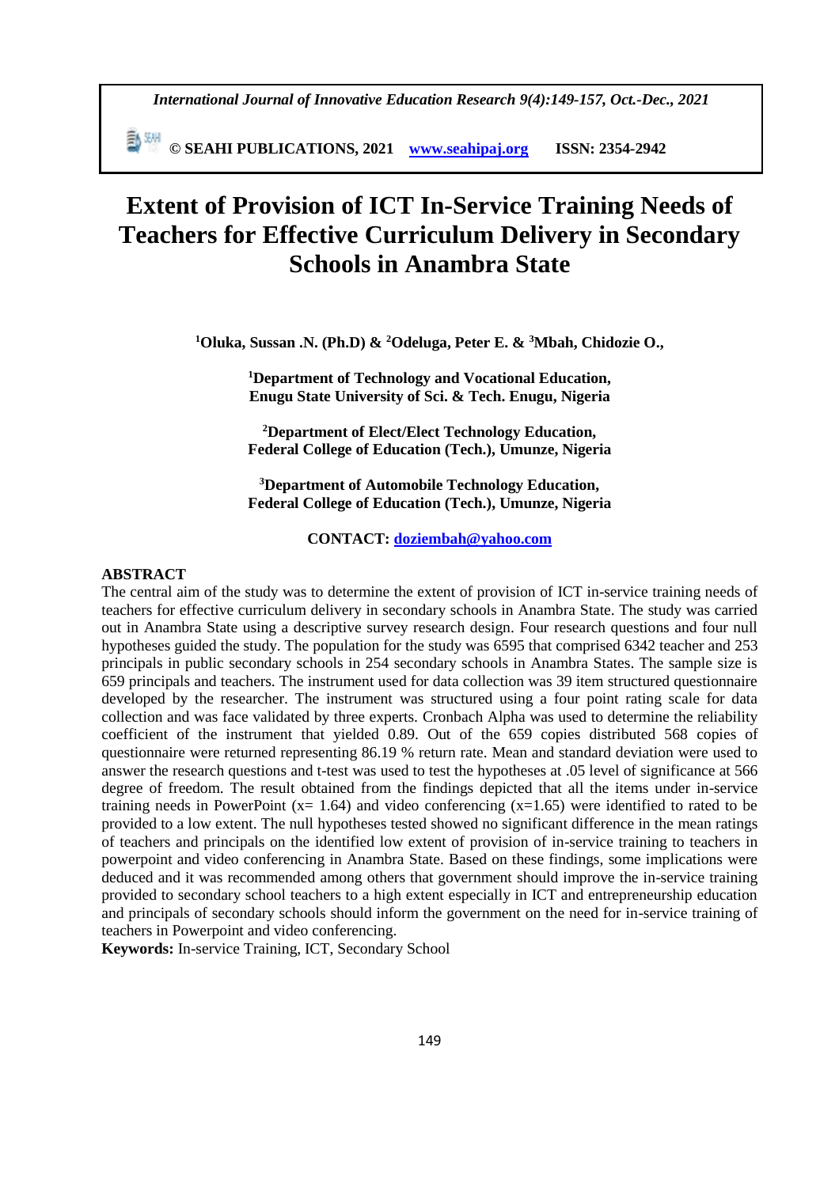# Extent of Provision of ICT In-Service Training Needs of Teachers for Effective Curriculum Delivery in Secondary Schools in Anambra State

**[1]Oluka, Sussan .N. (Ph.D) & [2]Odeluga, Peter E. & [3]Mbah, Chidozie O.,**

**[1]Department of Technology and Vocational Education, Enugu State University of Sci. & Tech. Enugu, Nigeria**

**[2]Department of Elect/Elect Technology Education, Federal College of Education (Tech.), Umunze, Nigeria**

**[3]Department of Automobile Technology Education, Federal College of Education (Tech.), Umunze, Nigeria**

**CONTACT: doziembah@yahoo.com**

## ABSTRACT

The central aim of the study was to determine the extent of provision of ICT in-service training needs of teachers for effective curriculum delivery in secondary schools in Anambra State. The study was carried out in Anambra State using a descriptive survey research design. Four research questions and four null hypotheses guided the study. The population for the study was 6595 that comprised 6342 teacher and 253 principals in public secondary schools in 254 secondary schools in Anambra States. The sample size is 659 principals and teachers. The instrument used for data collection was 39 item structured questionnaire developed by the researcher. The instrument was structured using a four point rating scale for data collection and was face validated by three experts. Cronbach Alpha was used to determine the reliability coefficient of the instrument that yielded 0.89. Out of the 659 copies distributed 568 copies of questionnaire were returned representing 86.19 % return rate. Mean and standard deviation were used to answer the research questions and t-test was used to test the hypotheses at .05 level of significance at 566 degree of freedom. The result obtained from the findings depicted that all the items under in-service training needs in PowerPoint ($x = 1.64$) and video conferencing ($x=1.65$) were identified to rated to be provided to a low extent. The null hypotheses tested showed no significant difference in the mean ratings of teachers and principals on the identified low extent of provision of in-service training to teachers in powerpoint and video conferencing in Anambra State. Based on these findings, some implications were deduced and it was recommended among others that government should improve the in-service training provided to secondary school teachers to a high extent especially in ICT and entrepreneurship education and principals of secondary schools should inform the government on the need for in-service training of teachers in Powerpoint and video conferencing.

**Keywords:** In-service Training, ICT, Secondary School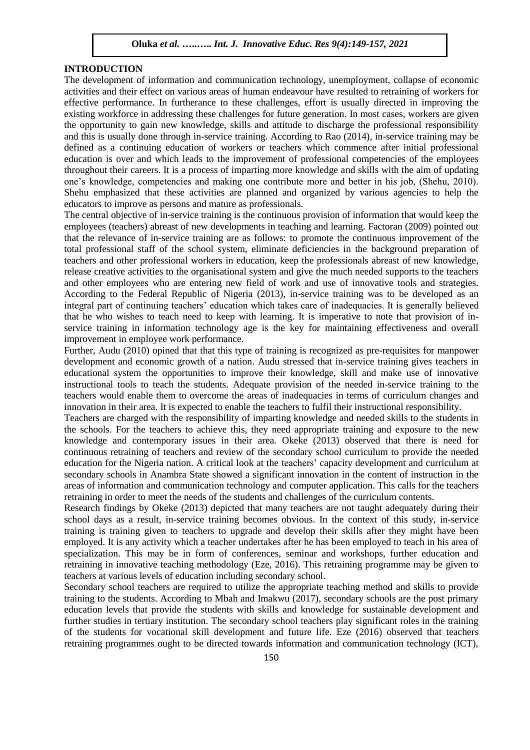## INTRODUCTION

The development of information and communication technology, unemployment, collapse of economic activities and their effect on various areas of human endeavour have resulted to retraining of workers for effective performance. In furtherance to these challenges, effort is usually directed in improving the existing workforce in addressing these challenges for future generation. In most cases, workers are given the opportunity to gain new knowledge, skills and attitude to discharge the professional responsibility and this is usually done through in-service training. According to Rao (2014), in-service training may be defined as a continuing education of workers or teachers which commence after initial professional education is over and which leads to the improvement of professional competencies of the employees throughout their careers. It is a process of imparting more knowledge and skills with the aim of updating one's knowledge, competencies and making one contribute more and better in his job, (Shehu, 2010). Shehu emphasized that these activities are planned and organized by various agencies to help the educators to improve as persons and mature as professionals.

The central objective of in-service training is the continuous provision of information that would keep the employees (teachers) abreast of new developments in teaching and learning. Factoran (2009) pointed out that the relevance of in-service training are as follows: to promote the continuous improvement of the total professional staff of the school system, eliminate deficiencies in the background preparation of teachers and other professional workers in education, keep the professionals abreast of new knowledge, release creative activities to the organisational system and give the much needed supports to the teachers and other employees who are entering new field of work and use of innovative tools and strategies. According to the Federal Republic of Nigeria (2013), in-service training was to be developed as an integral part of continuing teachers' education which takes care of inadequacies. It is generally believed that he who wishes to teach need to keep with learning. It is imperative to note that provision of in-service training in information technology age is the key for maintaining effectiveness and overall improvement in employee work performance.

Further, Audu (2010) opined that that this type of training is recognized as pre-requisites for manpower development and economic growth of a nation. Audu stressed that in-service training gives teachers in educational system the opportunities to improve their knowledge, skill and make use of innovative instructional tools to teach the students. Adequate provision of the needed in-service training to the teachers would enable them to overcome the areas of inadequacies in terms of curriculum changes and innovation in their area. It is expected to enable the teachers to fulfil their instructional responsibility.

Teachers are charged with the responsibility of imparting knowledge and needed skills to the students in the schools. For the teachers to achieve this, they need appropriate training and exposure to the new knowledge and contemporary issues in their area. Okeke (2013) observed that there is need for continuous retraining of teachers and review of the secondary school curriculum to provide the needed education for the Nigeria nation. A critical look at the teachers' capacity development and curriculum at secondary schools in Anambra State showed a significant innovation in the content of instruction in the areas of information and communication technology and computer application. This calls for the teachers retraining in order to meet the needs of the students and challenges of the curriculum contents.

Research findings by Okeke (2013) depicted that many teachers are not taught adequately during their school days as a result, in-service training becomes obvious. In the context of this study, in-service training is training given to teachers to upgrade and develop their skills after they might have been employed. It is any activity which a teacher undertakes after he has been employed to teach in his area of specialization. This may be in form of conferences, seminar and workshops, further education and retraining in innovative teaching methodology (Eze, 2016). This retraining programme may be given to teachers at various levels of education including secondary school.

Secondary school teachers are required to utilize the appropriate teaching method and skills to provide training to the students. According to Mbah and Imakwu (2017), secondary schools are the post primary education levels that provide the students with skills and knowledge for sustainable development and further studies in tertiary institution. The secondary school teachers play significant roles in the training of the students for vocational skill development and future life. Eze (2016) observed that teachers retraining programmes ought to be directed towards information and communication technology (ICT),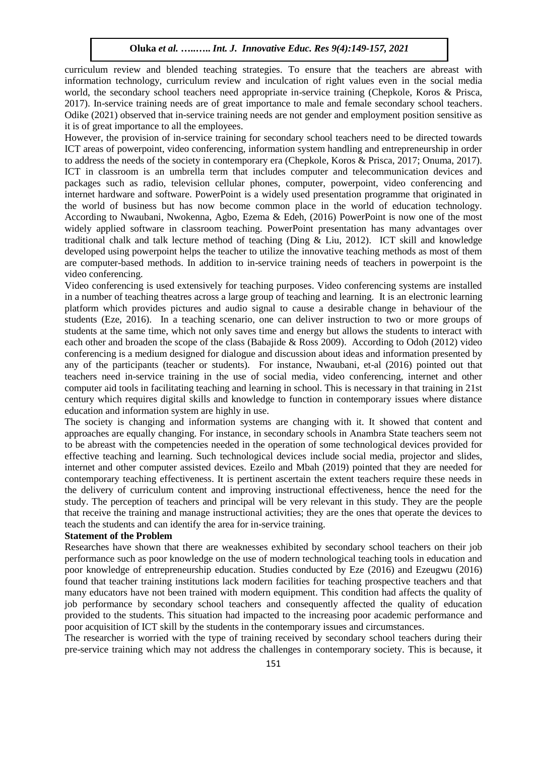curriculum review and blended teaching strategies. To ensure that the teachers are abreast with information technology, curriculum review and inculcation of right values even in the social media world, the secondary school teachers need appropriate in-service training (Chepkole, Koros & Prisca, 2017). In-service training needs are of great importance to male and female secondary school teachers. Odike (2021) observed that in-service training needs are not gender and employment position sensitive as it is of great importance to all the employees.

However, the provision of in-service training for secondary school teachers need to be directed towards ICT areas of powerpoint, video conferencing, information system handling and entrepreneurship in order to address the needs of the society in contemporary era (Chepkole, Koros & Prisca, 2017; Onuma, 2017). ICT in classroom is an umbrella term that includes computer and telecommunication devices and packages such as radio, television cellular phones, computer, powerpoint, video conferencing and internet hardware and software. PowerPoint is a widely used presentation programme that originated in the world of business but has now become common place in the world of education technology. According to Nwaubani, Nwokenna, Agbo, Ezema & Edeh, (2016) PowerPoint is now one of the most widely applied software in classroom teaching. PowerPoint presentation has many advantages over traditional chalk and talk lecture method of teaching (Ding & Liu, 2012). ICT skill and knowledge developed using powerpoint helps the teacher to utilize the innovative teaching methods as most of them are computer-based methods. In addition to in-service training needs of teachers in powerpoint is the video conferencing.

Video conferencing is used extensively for teaching purposes. Video conferencing systems are installed in a number of teaching theatres across a large group of teaching and learning. It is an electronic learning platform which provides pictures and audio signal to cause a desirable change in behaviour of the students (Eze, 2016). In a teaching scenario, one can deliver instruction to two or more groups of students at the same time, which not only saves time and energy but allows the students to interact with each other and broaden the scope of the class (Babajide & Ross 2009). According to Odoh (2012) video conferencing is a medium designed for dialogue and discussion about ideas and information presented by any of the participants (teacher or students). For instance, Nwaubani, et-al (2016) pointed out that teachers need in-service training in the use of social media, video conferencing, internet and other computer aid tools in facilitating teaching and learning in school. This is necessary in that training in 21st century which requires digital skills and knowledge to function in contemporary issues where distance education and information system are highly in use.

The society is changing and information systems are changing with it. It showed that content and approaches are equally changing. For instance, in secondary schools in Anambra State teachers seem not to be abreast with the competencies needed in the operation of some technological devices provided for effective teaching and learning. Such technological devices include social media, projector and slides, internet and other computer assisted devices. Ezeilo and Mbah (2019) pointed that they are needed for contemporary teaching effectiveness. It is pertinent ascertain the extent teachers require these needs in the delivery of curriculum content and improving instructional effectiveness, hence the need for the study. The perception of teachers and principal will be very relevant in this study. They are the people that receive the training and manage instructional activities; they are the ones that operate the devices to teach the students and can identify the area for in-service training.

**Statement of the Problem**

Researches have shown that there are weaknesses exhibited by secondary school teachers on their job performance such as poor knowledge on the use of modern technological teaching tools in education and poor knowledge of entrepreneurship education. Studies conducted by Eze (2016) and Ezeugwu (2016) found that teacher training institutions lack modern facilities for teaching prospective teachers and that many educators have not been trained with modern equipment. This condition had affects the quality of job performance by secondary school teachers and consequently affected the quality of education provided to the students. This situation had impacted to the increasing poor academic performance and poor acquisition of ICT skill by the students in the contemporary issues and circumstances.

The researcher is worried with the type of training received by secondary school teachers during their pre-service training which may not address the challenges in contemporary society. This is because, it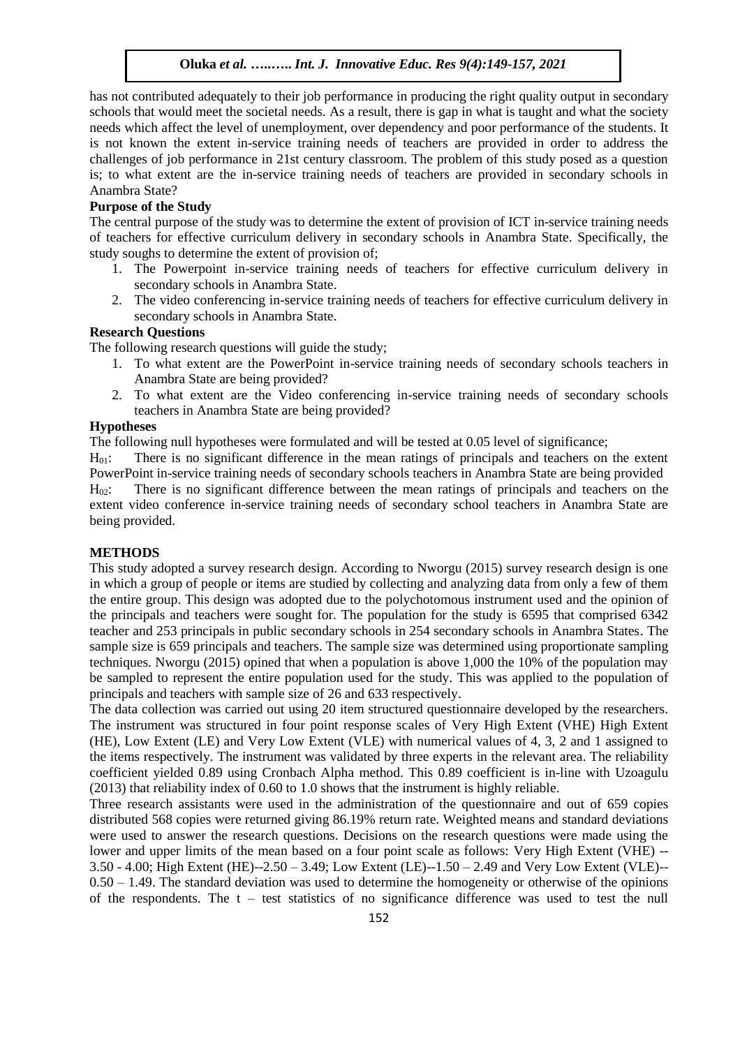has not contributed adequately to their job performance in producing the right quality output in secondary schools that would meet the societal needs. As a result, there is gap in what is taught and what the society needs which affect the level of unemployment, over dependency and poor performance of the students. It is not known the extent in-service training needs of teachers are provided in order to address the challenges of job performance in 21st century classroom. The problem of this study posed as a question is; to what extent are the in-service training needs of teachers are provided in secondary schools in Anambra State?

**Purpose of the Study**

The central purpose of the study was to determine the extent of provision of ICT in-service training needs of teachers for effective curriculum delivery in secondary schools in Anambra State. Specifically, the study soughs to determine the extent of provision of;

1. The Powerpoint in-service training needs of teachers for effective curriculum delivery in secondary schools in Anambra State.
2. The video conferencing in-service training needs of teachers for effective curriculum delivery in secondary schools in Anambra State.

**Research Questions**

The following research questions will guide the study;

1. To what extent are the PowerPoint in-service training needs of secondary schools teachers in Anambra State are being provided?
2. To what extent are the Video conferencing in-service training needs of secondary schools teachers in Anambra State are being provided?

**Hypotheses**

The following null hypotheses were formulated and will be tested at 0.05 level of significance;

$H_{01}$: There is no significant difference in the mean ratings of principals and teachers on the extent PowerPoint in-service training needs of secondary schools teachers in Anambra State are being provided

$H_{02}$: There is no significant difference between the mean ratings of principals and teachers on the extent video conference in-service training needs of secondary school teachers in Anambra State are being provided.

**METHODS**

This study adopted a survey research design. According to Nworgu (2015) survey research design is one in which a group of people or items are studied by collecting and analyzing data from only a few of them the entire group. This design was adopted due to the polychotomous instrument used and the opinion of the principals and teachers were sought for. The population for the study is 6595 that comprised 6342 teacher and 253 principals in public secondary schools in 254 secondary schools in Anambra States. The sample size is 659 principals and teachers. The sample size was determined using proportionate sampling techniques. Nworgu (2015) opined that when a population is above 1,000 the 10% of the population may be sampled to represent the entire population used for the study. This was applied to the population of principals and teachers with sample size of 26 and 633 respectively.

The data collection was carried out using 20 item structured questionnaire developed by the researchers. The instrument was structured in four point response scales of Very High Extent (VHE) High Extent (HE), Low Extent (LE) and Very Low Extent (VLE) with numerical values of 4, 3, 2 and 1 assigned to the items respectively. The instrument was validated by three experts in the relevant area. The reliability coefficient yielded 0.89 using Cronbach Alpha method. This 0.89 coefficient is in-line with Uzoagulu (2013) that reliability index of 0.60 to 1.0 shows that the instrument is highly reliable.

Three research assistants were used in the administration of the questionnaire and out of 659 copies distributed 568 copies were returned giving 86.19% return rate. Weighted means and standard deviations were used to answer the research questions. Decisions on the research questions were made using the lower and upper limits of the mean based on a four point scale as follows: Very High Extent (VHE) -- 3.50 - 4.00; High Extent (HE)--2.50 – 3.49; Low Extent (LE)--1.50 – 2.49 and Very Low Extent (VLE)-- 0.50 – 1.49. The standard deviation was used to determine the homogeneity or otherwise of the opinions of the respondents. The t – test statistics of no significance difference was used to test the null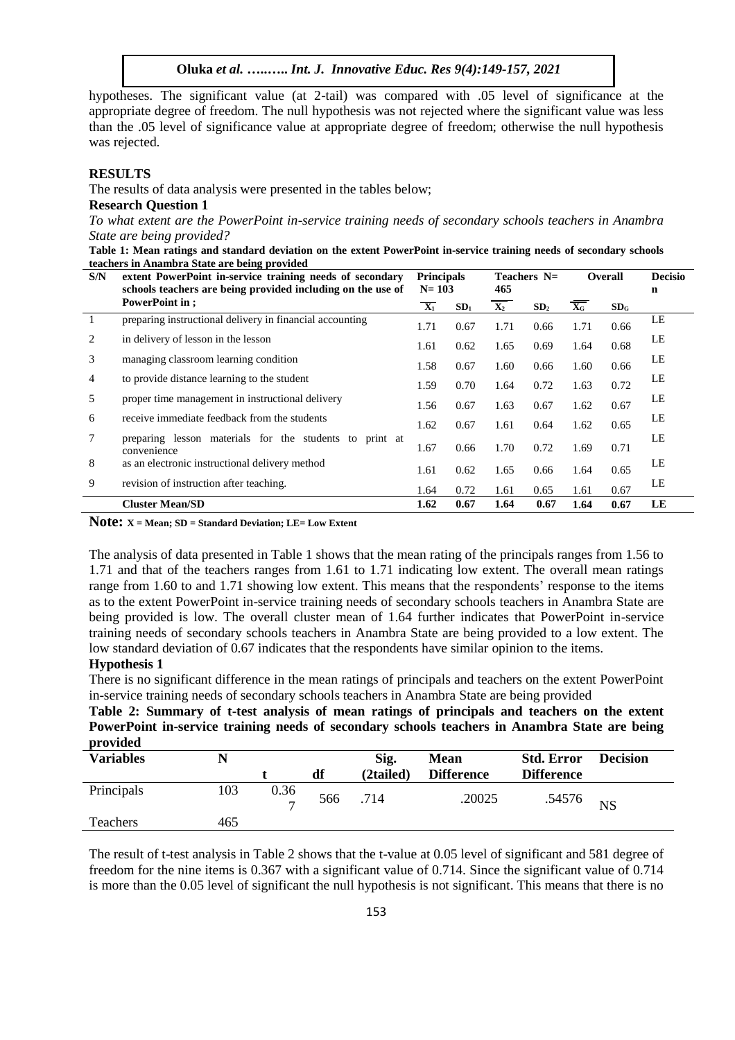hypotheses. The significant value (at 2-tail) was compared with .05 level of significance at the appropriate degree of freedom. The null hypothesis was not rejected where the significant value was less than the .05 level of significance value at appropriate degree of freedom; otherwise the null hypothesis was rejected.

## RESULTS

The results of data analysis were presented in the tables below;

### Research Question 1

*To what extent are the PowerPoint in-service training needs of secondary schools teachers in Anambra State are being provided?*

**Table 1: Mean ratings and standard deviation on the extent PowerPoint in-service training needs of secondary schools teachers in Anambra State are being provided**

| S/N | extent PowerPoint in-service training needs of secondary schools teachers are being provided including on the use of PowerPoint in ; | Principals N= 103 | | Teachers N= 465 | | Overall | | Decision |
|---|---|---|---|---|---|---|---|---|
| | | $\overline{X}_1$ | $SD_1$ | $\overline{X}_2$ | $SD_2$ | $\overline{X}_G$ | $SD_G$ | |
| 1 | preparing instructional delivery in financial accounting | 1.71 | 0.67 | 1.71 | 0.66 | 1.71 | 0.66 | LE |
| 2 | in delivery of lesson in the lesson | 1.61 | 0.62 | 1.65 | 0.69 | 1.64 | 0.68 | LE |
| 3 | managing classroom learning condition | 1.58 | 0.67 | 1.60 | 0.66 | 1.60 | 0.66 | LE |
| 4 | to provide distance learning to the student | 1.59 | 0.70 | 1.64 | 0.72 | 1.63 | 0.72 | LE |
| 5 | proper time management in instructional delivery | 1.56 | 0.67 | 1.63 | 0.67 | 1.62 | 0.67 | LE |
| 6 | receive immediate feedback from the students | 1.62 | 0.67 | 1.61 | 0.64 | 1.62 | 0.65 | LE |
| 7 | preparing lesson materials for the students to print at convenience | 1.67 | 0.66 | 1.70 | 0.72 | 1.69 | 0.71 | LE |
| 8 | as an electronic instructional delivery method | 1.61 | 0.62 | 1.65 | 0.66 | 1.64 | 0.65 | LE |
| 9 | revision of instruction after teaching. | 1.64 | 0.72 | 1.61 | 0.65 | 1.61 | 0.67 | LE |
| | **Cluster Mean/SD** | **1.62** | **0.67** | **1.64** | **0.67** | **1.64** | **0.67** | **LE** |

**Note:** X = Mean; SD = Standard Deviation; LE= Low Extent

The analysis of data presented in Table 1 shows that the mean rating of the principals ranges from 1.56 to 1.71 and that of the teachers ranges from 1.61 to 1.71 indicating low extent. The overall mean ratings range from 1.60 to and 1.71 showing low extent. This means that the respondents' response to the items as to the extent PowerPoint in-service training needs of secondary schools teachers in Anambra State are being provided is low. The overall cluster mean of 1.64 further indicates that PowerPoint in-service training needs of secondary schools teachers in Anambra State are being provided to a low extent. The low standard deviation of 0.67 indicates that the respondents have similar opinion to the items.

### Hypothesis 1

There is no significant difference in the mean ratings of principals and teachers on the extent PowerPoint in-service training needs of secondary schools teachers in Anambra State are being provided

**Table 2: Summary of t-test analysis of mean ratings of principals and teachers on the extent PowerPoint in-service training needs of secondary schools teachers in Anambra State are being provided**

| Variables | N | t | df | Sig. (2tailed) | Mean Difference | Std. Error Difference | Decision |
|---|---|---|---|---|---|---|---|
| Principals | 103 | 0.367 | 566 | .714 | .20025 | .54576 | NS |
| Teachers | 465 | | | | | | |

The result of t-test analysis in Table 2 shows that the t-value at 0.05 level of significant and 581 degree of freedom for the nine items is 0.367 with a significant value of 0.714. Since the significant value of 0.714 is more than the 0.05 level of significant the null hypothesis is not significant. This means that there is no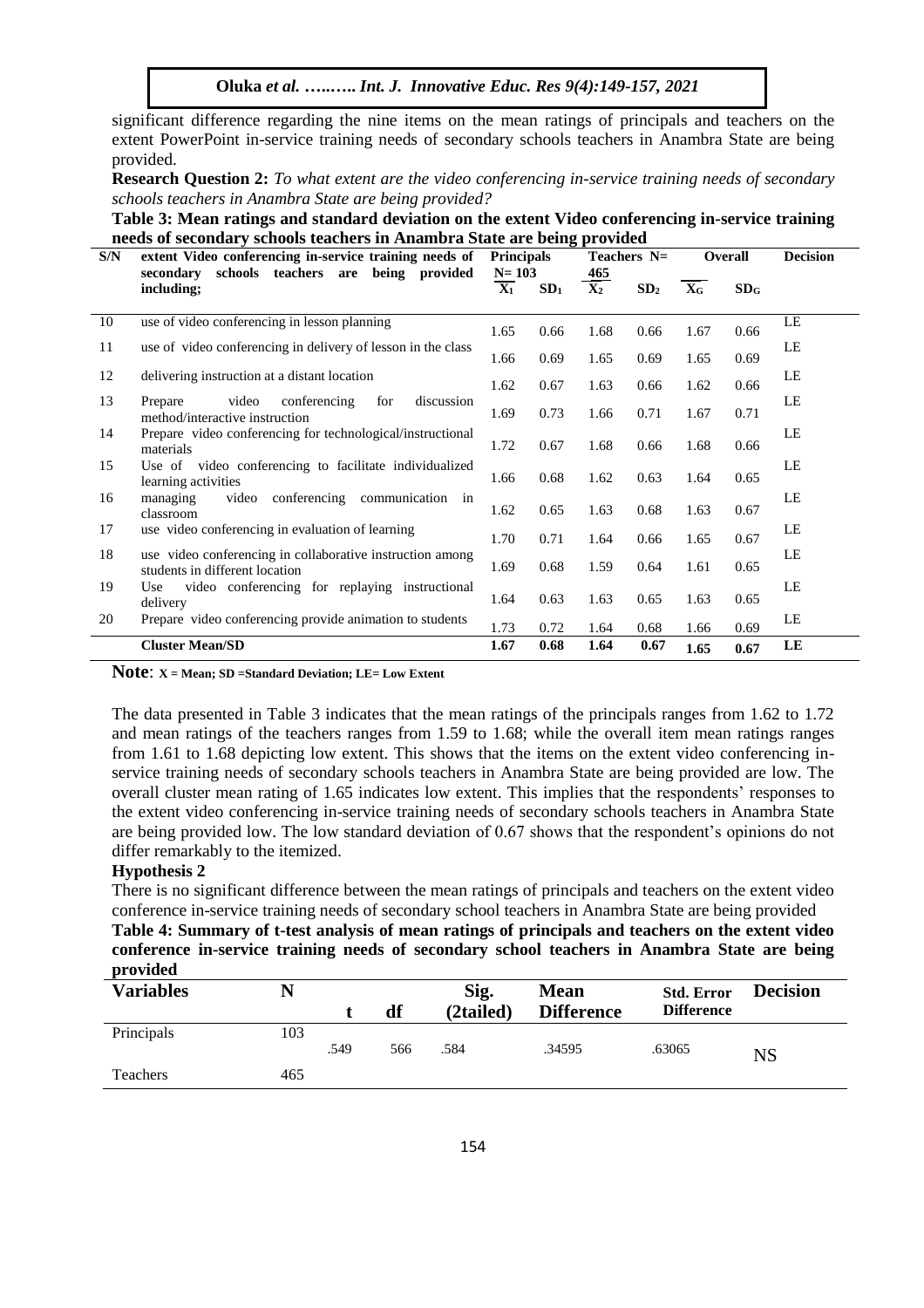significant difference regarding the nine items on the mean ratings of principals and teachers on the extent PowerPoint in-service training needs of secondary schools teachers in Anambra State are being provided.

**Research Question 2:** *To what extent are the video conferencing in-service training needs of secondary schools teachers in Anambra State are being provided?*

**Table 3: Mean ratings and standard deviation on the extent Video conferencing in-service training needs of secondary schools teachers in Anambra State are being provided**

| S/N | extent Video conferencing in-service training needs of secondary schools teachers are being provided including; | Principals N= 103 | | Teachers N= 465 | | Overall | | Decision |
|---|---|---|---|---|---|---|---|---|
| | | $\overline{X}_1$ | $SD_1$ | $\overline{X}_2$ | $SD_2$ | $\overline{X}_G$ | $SD_G$ | |
| 10 | use of video conferencing in lesson planning | 1.65 | 0.66 | 1.68 | 0.66 | 1.67 | 0.66 | LE |
| 11 | use of video conferencing in delivery of lesson in the class | 1.66 | 0.69 | 1.65 | 0.69 | 1.65 | 0.69 | LE |
| 12 | delivering instruction at a distant location | 1.62 | 0.67 | 1.63 | 0.66 | 1.62 | 0.66 | LE |
| 13 | Prepare video conferencing for discussion method/interactive instruction | 1.69 | 0.73 | 1.66 | 0.71 | 1.67 | 0.71 | LE |
| 14 | Prepare video conferencing for technological/instructional materials | 1.72 | 0.67 | 1.68 | 0.66 | 1.68 | 0.66 | LE |
| 15 | Use of video conferencing to facilitate individualized learning activities | 1.66 | 0.68 | 1.62 | 0.63 | 1.64 | 0.65 | LE |
| 16 | managing video conferencing communication in classroom | 1.62 | 0.65 | 1.63 | 0.68 | 1.63 | 0.67 | LE |
| 17 | use video conferencing in evaluation of learning | 1.70 | 0.71 | 1.64 | 0.66 | 1.65 | 0.67 | LE |
| 18 | use video conferencing in collaborative instruction among students in different location | 1.69 | 0.68 | 1.59 | 0.64 | 1.61 | 0.65 | LE |
| 19 | Use video conferencing for replaying instructional delivery | 1.64 | 0.63 | 1.63 | 0.65 | 1.63 | 0.65 | LE |
| 20 | Prepare video conferencing provide animation to students | 1.73 | 0.72 | 1.64 | 0.68 | 1.66 | 0.69 | LE |
| | **Cluster Mean/SD** | **1.67** | **0.68** | **1.64** | **0.67** | **1.65** | **0.67** | **LE** |

**Note**: **X = Mean; SD =Standard Deviation; LE= Low Extent**

The data presented in Table 3 indicates that the mean ratings of the principals ranges from 1.62 to 1.72 and mean ratings of the teachers ranges from 1.59 to 1.68; while the overall item mean ratings ranges from 1.61 to 1.68 depicting low extent. This shows that the items on the extent video conferencing in-service training needs of secondary schools teachers in Anambra State are being provided are low. The overall cluster mean rating of 1.65 indicates low extent. This implies that the respondents' responses to the extent video conferencing in-service training needs of secondary schools teachers in Anambra State are being provided low. The low standard deviation of 0.67 shows that the respondent's opinions do not differ remarkably to the itemized.

**Hypothesis 2**

There is no significant difference between the mean ratings of principals and teachers on the extent video conference in-service training needs of secondary school teachers in Anambra State are being provided

**Table 4: Summary of t-test analysis of mean ratings of principals and teachers on the extent video conference in-service training needs of secondary school teachers in Anambra State are being provided**

| Variables | N | t | df | Sig. (2tailed) | Mean Difference | Std. Error Difference | Decision |
|---|---|---|---|---|---|---|---|
| Principals | 103 | .549 | 566 | .584 | .34595 | .63065 | NS |
| Teachers | 465 | | | | | | |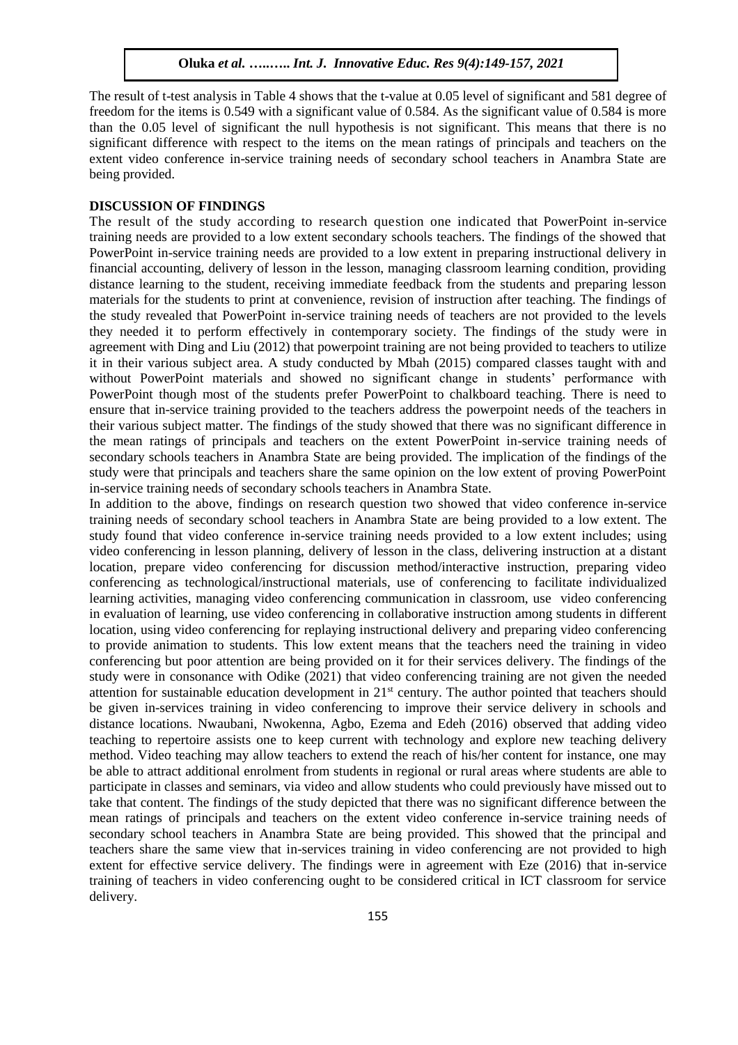The result of t-test analysis in Table 4 shows that the t-value at 0.05 level of significant and 581 degree of freedom for the items is 0.549 with a significant value of 0.584. As the significant value of 0.584 is more than the 0.05 level of significant the null hypothesis is not significant. This means that there is no significant difference with respect to the items on the mean ratings of principals and teachers on the extent video conference in-service training needs of secondary school teachers in Anambra State are being provided.

## DISCUSSION OF FINDINGS

The result of the study according to research question one indicated that PowerPoint in-service training needs are provided to a low extent secondary schools teachers. The findings of the showed that PowerPoint in-service training needs are provided to a low extent in preparing instructional delivery in financial accounting, delivery of lesson in the lesson, managing classroom learning condition, providing distance learning to the student, receiving immediate feedback from the students and preparing lesson materials for the students to print at convenience, revision of instruction after teaching. The findings of the study revealed that PowerPoint in-service training needs of teachers are not provided to the levels they needed it to perform effectively in contemporary society. The findings of the study were in agreement with Ding and Liu (2012) that powerpoint training are not being provided to teachers to utilize it in their various subject area. A study conducted by Mbah (2015) compared classes taught with and without PowerPoint materials and showed no significant change in students' performance with PowerPoint though most of the students prefer PowerPoint to chalkboard teaching. There is need to ensure that in-service training provided to the teachers address the powerpoint needs of the teachers in their various subject matter. The findings of the study showed that there was no significant difference in the mean ratings of principals and teachers on the extent PowerPoint in-service training needs of secondary schools teachers in Anambra State are being provided. The implication of the findings of the study were that principals and teachers share the same opinion on the low extent of proving PowerPoint in-service training needs of secondary schools teachers in Anambra State.

In addition to the above, findings on research question two showed that video conference in-service training needs of secondary school teachers in Anambra State are being provided to a low extent. The study found that video conference in-service training needs provided to a low extent includes; using video conferencing in lesson planning, delivery of lesson in the class, delivering instruction at a distant location, prepare video conferencing for discussion method/interactive instruction, preparing video conferencing as technological/instructional materials, use of conferencing to facilitate individualized learning activities, managing video conferencing communication in classroom, use video conferencing in evaluation of learning, use video conferencing in collaborative instruction among students in different location, using video conferencing for replaying instructional delivery and preparing video conferencing to provide animation to students. This low extent means that the teachers need the training in video conferencing but poor attention are being provided on it for their services delivery. The findings of the study were in consonance with Odike (2021) that video conferencing training are not given the needed attention for sustainable education development in 21st century. The author pointed that teachers should be given in-services training in video conferencing to improve their service delivery in schools and distance locations. Nwaubani, Nwokenna, Agbo, Ezema and Edeh (2016) observed that adding video teaching to repertoire assists one to keep current with technology and explore new teaching delivery method. Video teaching may allow teachers to extend the reach of his/her content for instance, one may be able to attract additional enrolment from students in regional or rural areas where students are able to participate in classes and seminars, via video and allow students who could previously have missed out to take that content. The findings of the study depicted that there was no significant difference between the mean ratings of principals and teachers on the extent video conference in-service training needs of secondary school teachers in Anambra State are being provided. This showed that the principal and teachers share the same view that in-services training in video conferencing are not provided to high extent for effective service delivery. The findings were in agreement with Eze (2016) that in-service training of teachers in video conferencing ought to be considered critical in ICT classroom for service delivery.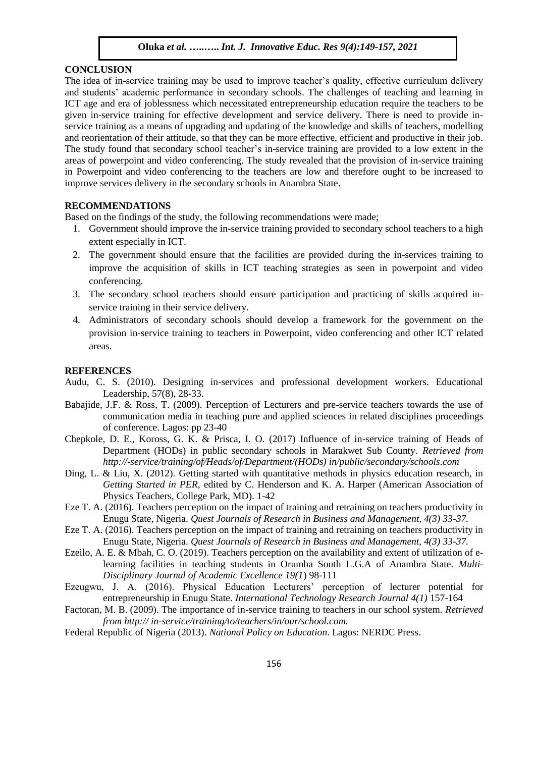## CONCLUSION

The idea of in-service training may be used to improve teacher's quality, effective curriculum delivery and students' academic performance in secondary schools. The challenges of teaching and learning in ICT age and era of joblessness which necessitated entrepreneurship education require the teachers to be given in-service training for effective development and service delivery. There is need to provide in-service training as a means of upgrading and updating of the knowledge and skills of teachers, modelling and reorientation of their attitude, so that they can be more effective, efficient and productive in their job. The study found that secondary school teacher's in-service training are provided to a low extent in the areas of powerpoint and video conferencing. The study revealed that the provision of in-service training in Powerpoint and video conferencing to the teachers are low and therefore ought to be increased to improve services delivery in the secondary schools in Anambra State.

## RECOMMENDATIONS

Based on the findings of the study, the following recommendations were made;

1. Government should improve the in-service training provided to secondary school teachers to a high extent especially in ICT.
2. The government should ensure that the facilities are provided during the in-services training to improve the acquisition of skills in ICT teaching strategies as seen in powerpoint and video conferencing.
3. The secondary school teachers should ensure participation and practicing of skills acquired in-service training in their service delivery.
4. Administrators of secondary schools should develop a framework for the government on the provision in-service training to teachers in Powerpoint, video conferencing and other ICT related areas.

## REFERENCES

Audu, C. S. (2010). Designing in-services and professional development workers. Educational Leadership, 57(8), 28-33.

Babajide, J.F. & Ross, T. (2009). Perception of Lecturers and pre-service teachers towards the use of communication media in teaching pure and applied sciences in related disciplines proceedings of conference. Lagos: pp 23-40

Chepkole, D. E., Koross, G. K. & Prisca, I. O. (2017) Influence of in-service training of Heads of Department (HODs) in public secondary schools in Marakwet Sub County. *Retrieved from http://-service/training/of/Heads/of/Department/(HODs) in/public/secondary/schools.com*

Ding, L. & Liu, X. (2012). Getting started with quantitative methods in physics education research, in *Getting Started in PER*, edited by C. Henderson and K. A. Harper (American Association of Physics Teachers, College Park, MD). 1-42

Eze T. A. (2016). Teachers perception on the impact of training and retraining on teachers productivity in Enugu State, Nigeria. *Quest Journals of Research in Business and Management, 4(3) 33-37.*

Eze T. A. (2016). Teachers perception on the impact of training and retraining on teachers productivity in Enugu State, Nigeria. *Quest Journals of Research in Business and Management, 4(3) 33-37.*

Ezeilo, A. E. & Mbah, C. O. (2019). Teachers perception on the availability and extent of utilization of e-learning facilities in teaching students in Orumba South L.G.A of Anambra State. *Multi-Disciplinary Journal of Academic Excellence 19(1*) 98-111

Ezeugwu, J. A. (2016). Physical Education Lecturers' perception of lecturer potential for entrepreneurship in Enugu State. *International Technology Research Journal 4(1)* 157-164

Factoran, M. B. (2009). The importance of in-service training to teachers in our school system. *Retrieved from http:// in-service/training/to/teachers/in/our/school.com.*

Federal Republic of Nigeria (2013). *National Policy on Education*. Lagos: NERDC Press.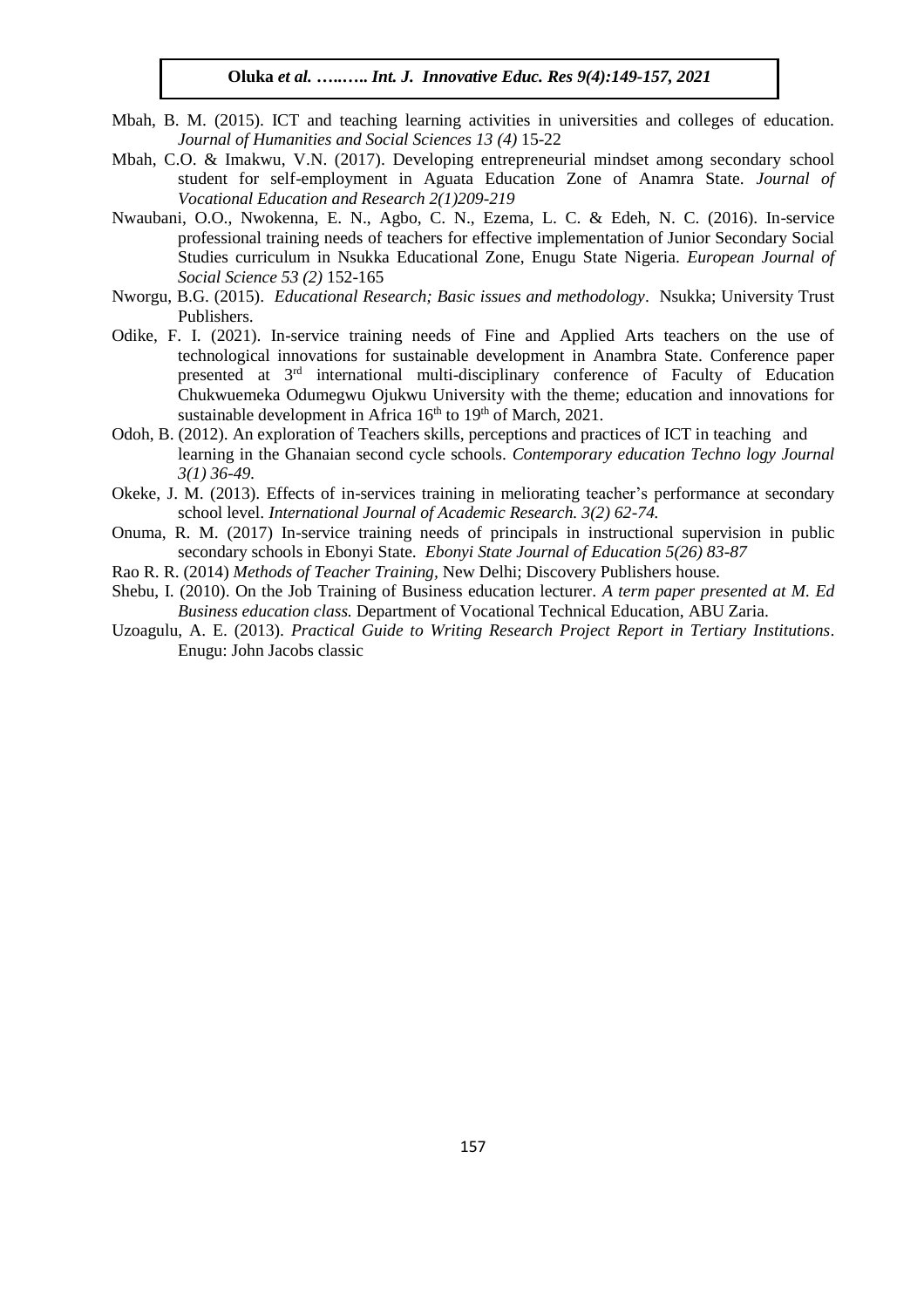Mbah, B. M. (2015). ICT and teaching learning activities in universities and colleges of education. *Journal of Humanities and Social Sciences 13 (4)* 15-22

Mbah, C.O. & Imakwu, V.N. (2017). Developing entrepreneurial mindset among secondary school student for self-employment in Aguata Education Zone of Anamra State. *Journal of Vocational Education and Research 2(1)209-219*

Nwaubani, O.O., Nwokenna, E. N., Agbo, C. N., Ezema, L. C. & Edeh, N. C. (2016). In-service professional training needs of teachers for effective implementation of Junior Secondary Social Studies curriculum in Nsukka Educational Zone, Enugu State Nigeria. *European Journal of Social Science 53 (2)* 152-165

Nworgu, B.G. (2015). *Educational Research; Basic issues and methodology*. Nsukka; University Trust Publishers.

Odike, F. I. (2021). In-service training needs of Fine and Applied Arts teachers on the use of technological innovations for sustainable development in Anambra State. Conference paper presented at 3rd international multi-disciplinary conference of Faculty of Education Chukwuemeka Odumegwu Ojukwu University with the theme; education and innovations for sustainable development in Africa 16th to 19th of March, 2021.

Odoh, B. (2012). An exploration of Teachers skills, perceptions and practices of ICT in teaching and learning in the Ghanaian second cycle schools. *Contemporary education Techno logy Journal 3(1) 36-49.*

Okeke, J. M. (2013). Effects of in-services training in meliorating teacher's performance at secondary school level. *International Journal of Academic Research. 3(2) 62-74.*

Onuma, R. M. (2017) In-service training needs of principals in instructional supervision in public secondary schools in Ebonyi State. *Ebonyi State Journal of Education 5(26) 83-87*

Rao R. R. (2014) *Methods of Teacher Training,* New Delhi; Discovery Publishers house.

Shebu, I. (2010). On the Job Training of Business education lecturer. *A term paper presented at M. Ed Business education class.* Department of Vocational Technical Education, ABU Zaria.

Uzoagulu, A. E. (2013). *Practical Guide to Writing Research Project Report in Tertiary Institutions*. Enugu: John Jacobs classic